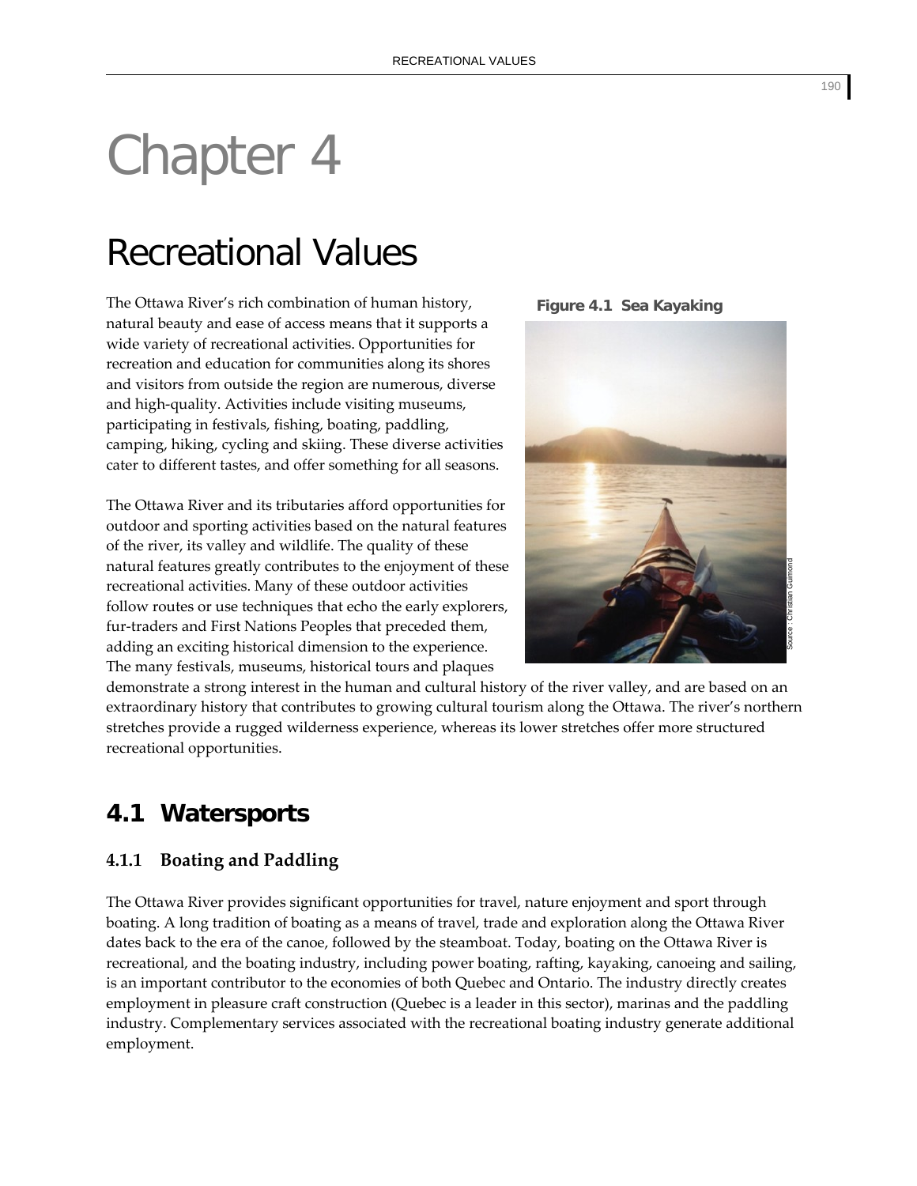# Chapter 4

# Recreational Values

The Ottawa River's rich combination of human history, natural beauty and ease of access means that it supports a wide variety of recreational activities. Opportunities for recreation and education for communities along its shores and visitors from outside the region are numerous, diverse and high-quality. Activities include visiting museums, participating in festivals, fishing, boating, paddling, camping, hiking, cycling and skiing. These diverse activities cater to different tastes, and offer something for all seasons.

**Figure 4.1 Sea Kayaking**

Source : Christian Guimond

The Ottawa River and its tributaries afford opportunities for outdoor and sporting activities based on the natural features of the river, its valley and wildlife. The quality of these natural features greatly contributes to the enjoyment of these recreational activities. Many of these outdoor activities follow routes or use techniques that echo the early explorers, fur-traders and First Nations Peoples that preceded them, adding an exciting historical dimension to the experience. The many festivals, museums, historical tours and plaques demonstrate a strong interest in the human and cultural history of the river valley, and are based on an extraordinary history that contributes to growing cultural tourism along the Ottawa. The river's northern stretches provide a rugged wilderness experience, whereas its lower stretches offer more structured recreational opportunities.

## 4.1 Watersports

### 4.1.1 Boating and Paddling

The Ottawa River provides significant opportunities for travel, nature enjoyment and sport through boating. A long tradition of boating as a means of travel, trade and exploration along the Ottawa River dates back to the era of the canoe, followed by the steamboat. Today, boating on the Ottawa River is recreational, and the boating industry, including power boating, rafting, kayaking, canoeing and sailing, is an important contributor to the economies of both Quebec and Ontario. The industry directly creates employment in pleasure craft construction (Quebec is a leader in this sector), marinas and the paddling industry. Complementary services associated with the recreational boating industry generate additional employment.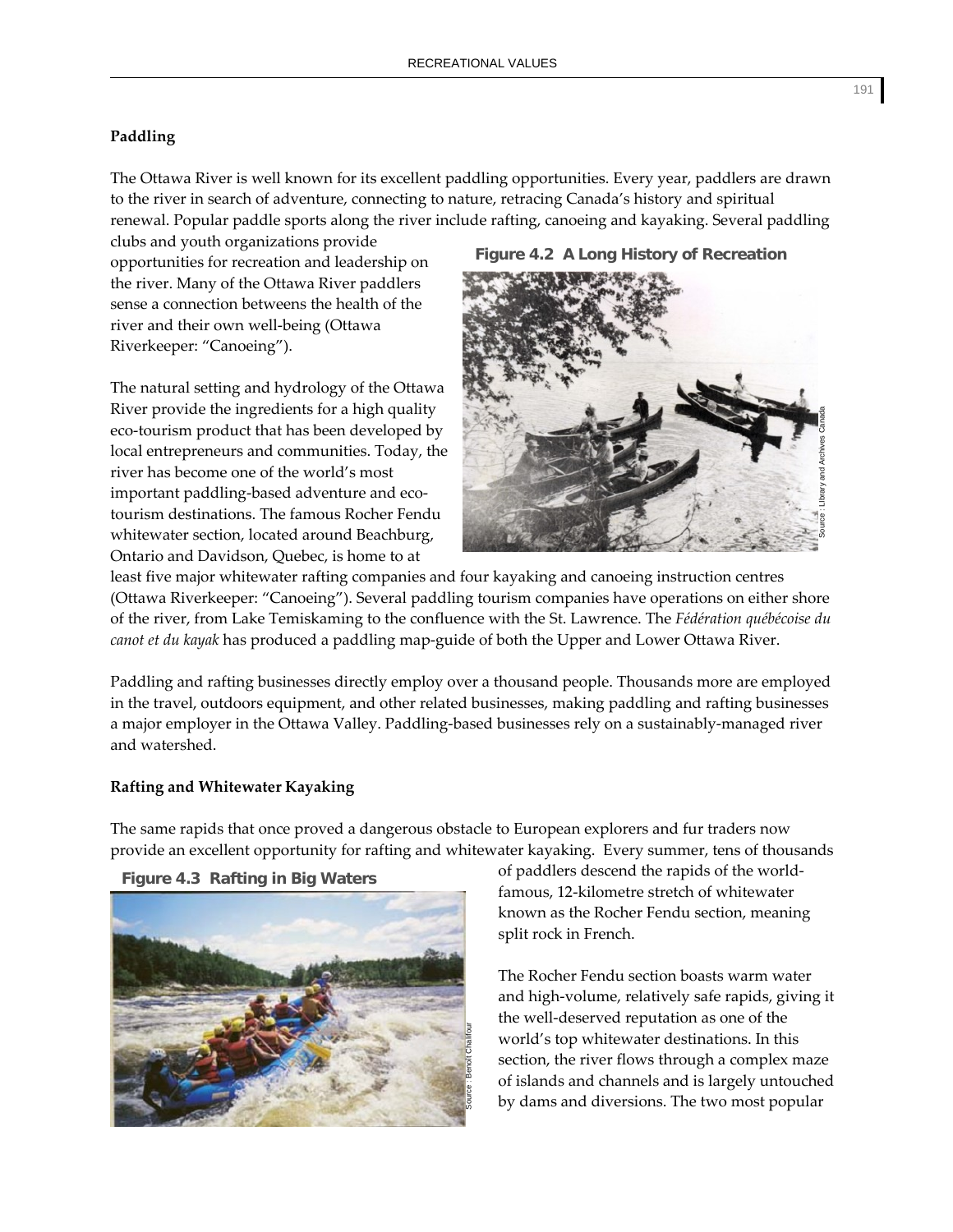### Paddling

The Ottawa River is well known for its excellent paddling opportunities. Every year, paddlers are drawn to the river in search of adventure, connecting to nature, retracing Canada's history and spiritual renewal. Popular paddle sports along the river include rafting, canoeing and kayaking. Several paddling clubs and youth organizations provide opportunities for recreation and leadership on the river. Many of the Ottawa River paddlers sense a connection betweens the health of the river and their own well-being (Ottawa Riverkeeper: "Canoeing").

**Figure 4.2 A Long History of Recreation**

Source : Library and Archives Canada

The natural setting and hydrology of the Ottawa River provide the ingredients for a high quality eco-tourism product that has been developed by local entrepreneurs and communities. Today, the river has become one of the world's most important paddling-based adventure and eco-tourism destinations. The famous Rocher Fendu whitewater section, located around Beachburg, Ontario and Davidson, Quebec, is home to at least five major whitewater rafting companies and four kayaking and canoeing instruction centres (Ottawa Riverkeeper: "Canoeing"). Several paddling tourism companies have operations on either shore of the river, from Lake Temiskaming to the confluence with the St. Lawrence. The *Fédération québécoise du canot et du kayak* has produced a paddling map-guide of both the Upper and Lower Ottawa River.

Paddling and rafting businesses directly employ over a thousand people. Thousands more are employed in the travel, outdoors equipment, and other related businesses, making paddling and rafting businesses a major employer in the Ottawa Valley. Paddling-based businesses rely on a sustainably-managed river and watershed.

### Rafting and Whitewater Kayaking

The same rapids that once proved a dangerous obstacle to European explorers and fur traders now provide an excellent opportunity for rafting and whitewater kayaking. Every summer, tens of thousands of paddlers descend the rapids of the world-famous, 12-kilometre stretch of whitewater known as the Rocher Fendu section, meaning split rock in French.

**Figure 4.3 Rafting in Big Waters**

Source : Benoit Chalifour

The Rocher Fendu section boasts warm water and high-volume, relatively safe rapids, giving it the well-deserved reputation as one of the world's top whitewater destinations. In this section, the river flows through a complex maze of islands and channels and is largely untouched by dams and diversions. The two most popular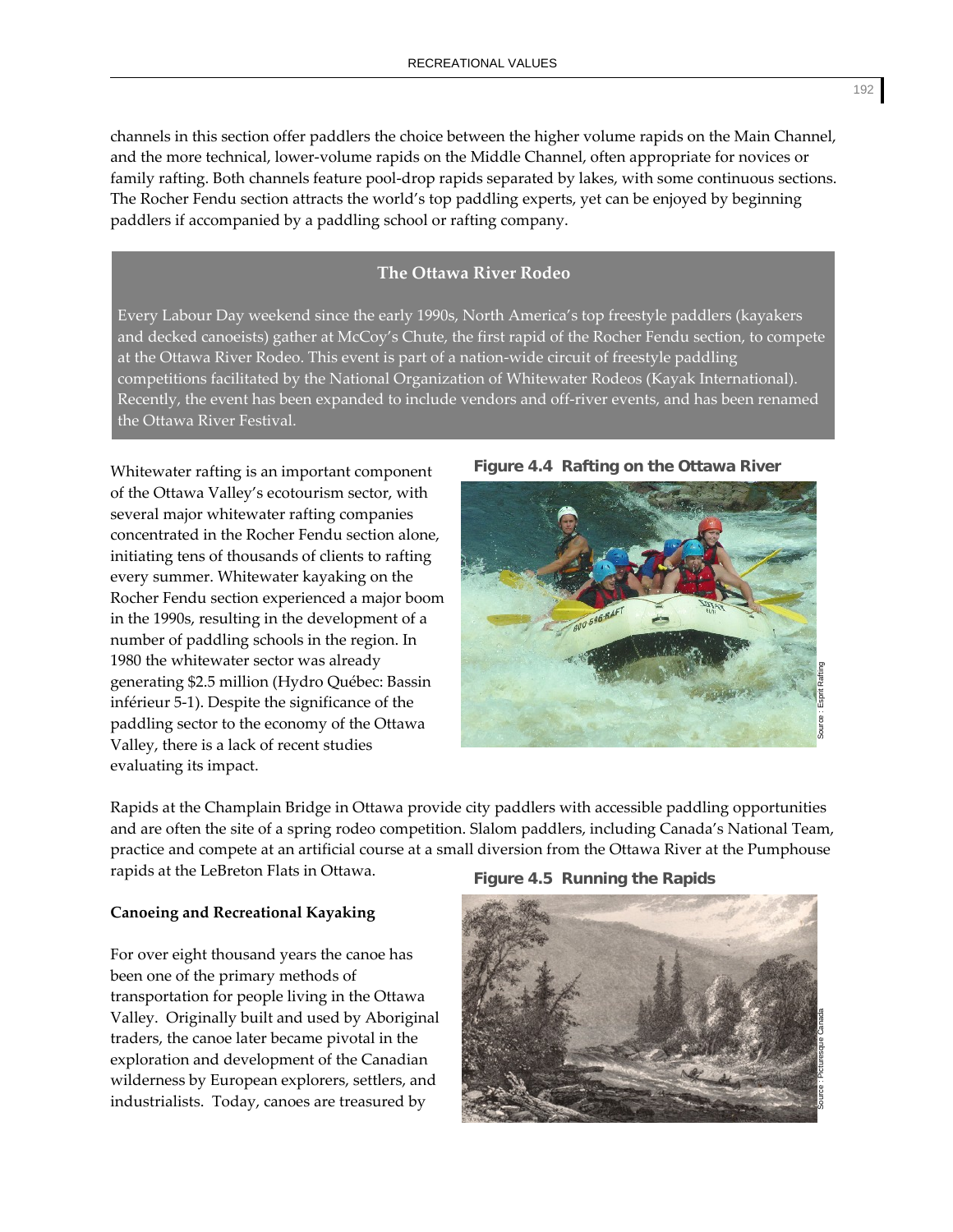channels in this section offer paddlers the choice between the higher volume rapids on the Main Channel, and the more technical, lower-volume rapids on the Middle Channel, often appropriate for novices or family rafting. Both channels feature pool-drop rapids separated by lakes, with some continuous sections. The Rocher Fendu section attracts the world's top paddling experts, yet can be enjoyed by beginning paddlers if accompanied by a paddling school or rafting company.

**The Ottawa River Rodeo**

Every Labour Day weekend since the early 1990s, North America's top freestyle paddlers (kayakers and decked canoeists) gather at McCoy's Chute, the first rapid of the Rocher Fendu section, to compete at the Ottawa River Rodeo. This event is part of a nation-wide circuit of freestyle paddling competitions facilitated by the National Organization of Whitewater Rodeos (Kayak International). Recently, the event has been expanded to include vendors and off-river events, and has been renamed the Ottawa River Festival.

Whitewater rafting is an important component of the Ottawa Valley's ecotourism sector, with several major whitewater rafting companies concentrated in the Rocher Fendu section alone, initiating tens of thousands of clients to rafting every summer. Whitewater kayaking on the Rocher Fendu section experienced a major boom in the 1990s, resulting in the development of a number of paddling schools in the region. In 1980 the whitewater sector was already generating $2.5 million (Hydro Québec: Bassin inférieur 5-1). Despite the significance of the paddling sector to the economy of the Ottawa Valley, there is a lack of recent studies evaluating its impact.

**Figure 4.4 Rafting on the Ottawa River**

Source : Esprit Rafting

Rapids at the Champlain Bridge in Ottawa provide city paddlers with accessible paddling opportunities and are often the site of a spring rodeo competition. Slalom paddlers, including Canada's National Team, practice and compete at an artificial course at a small diversion from the Ottawa River at the Pumphouse rapids at the LeBreton Flats in Ottawa.

**Figure 4.5 Running the Rapids**

Source : Picturesque Canada

**Canoeing and Recreational Kayaking**

For over eight thousand years the canoe has been one of the primary methods of transportation for people living in the Ottawa Valley. Originally built and used by Aboriginal traders, the canoe later became pivotal in the exploration and development of the Canadian wilderness by European explorers, settlers, and industrialists. Today, canoes are treasured by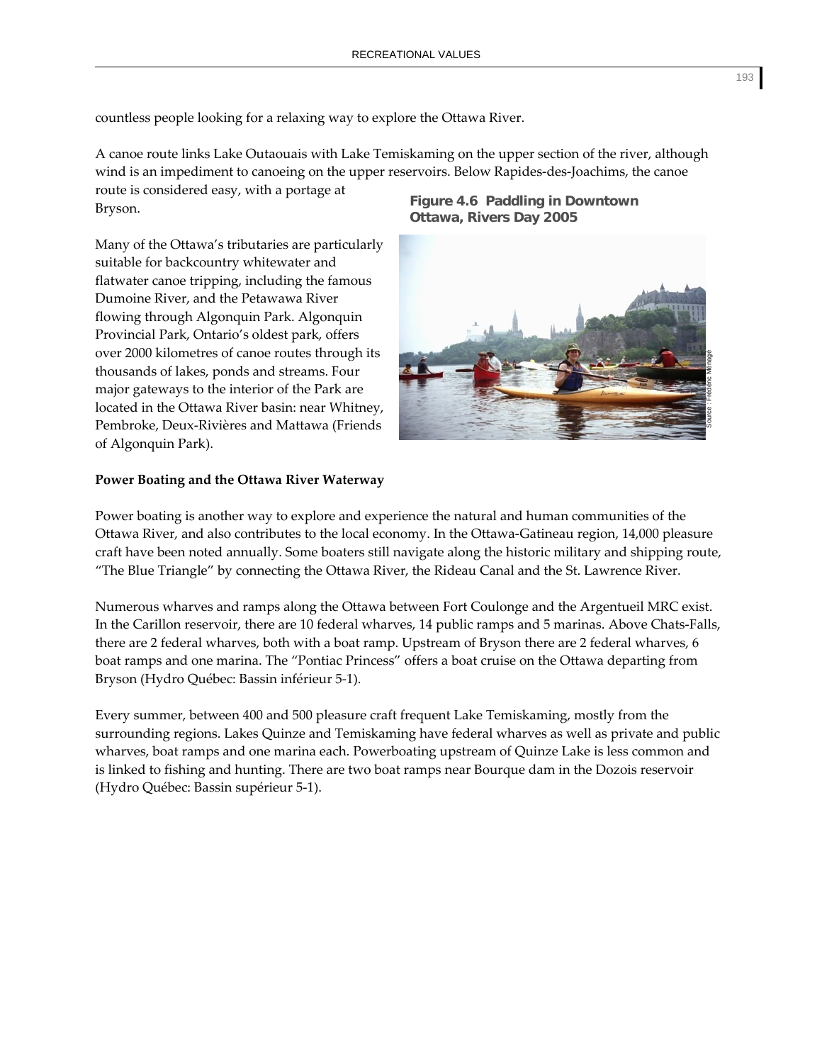countless people looking for a relaxing way to explore the Ottawa River.

A canoe route links Lake Outaouais with Lake Temiskaming on the upper section of the river, although wind is an impediment to canoeing on the upper reservoirs. Below Rapides-des-Joachims, the canoe route is considered easy, with a portage at Bryson.

Many of the Ottawa's tributaries are particularly suitable for backcountry whitewater and flatwater canoe tripping, including the famous Dumoine River, and the Petawawa River flowing through Algonquin Park. Algonquin Provincial Park, Ontario's oldest park, offers over 2000 kilometres of canoe routes through its thousands of lakes, ponds and streams. Four major gateways to the interior of the Park are located in the Ottawa River basin: near Whitney, Pembroke, Deux-Rivières and Mattawa (Friends of Algonquin Park).

**Figure 4.6 Paddling in Downtown Ottawa, Rivers Day 2005**

Source : Frédéric Ménagé

**Power Boating and the Ottawa River Waterway**

Power boating is another way to explore and experience the natural and human communities of the Ottawa River, and also contributes to the local economy. In the Ottawa-Gatineau region, 14,000 pleasure craft have been noted annually. Some boaters still navigate along the historic military and shipping route, "The Blue Triangle" by connecting the Ottawa River, the Rideau Canal and the St. Lawrence River.

Numerous wharves and ramps along the Ottawa between Fort Coulonge and the Argentueil MRC exist. In the Carillon reservoir, there are 10 federal wharves, 14 public ramps and 5 marinas. Above Chats-Falls, there are 2 federal wharves, both with a boat ramp. Upstream of Bryson there are 2 federal wharves, 6 boat ramps and one marina. The "Pontiac Princess" offers a boat cruise on the Ottawa departing from Bryson (Hydro Québec: Bassin inférieur 5-1).

Every summer, between 400 and 500 pleasure craft frequent Lake Temiskaming, mostly from the surrounding regions. Lakes Quinze and Temiskaming have federal wharves as well as private and public wharves, boat ramps and one marina each. Powerboating upstream of Quinze Lake is less common and is linked to fishing and hunting. There are two boat ramps near Bourque dam in the Dozois reservoir (Hydro Québec: Bassin supérieur 5-1).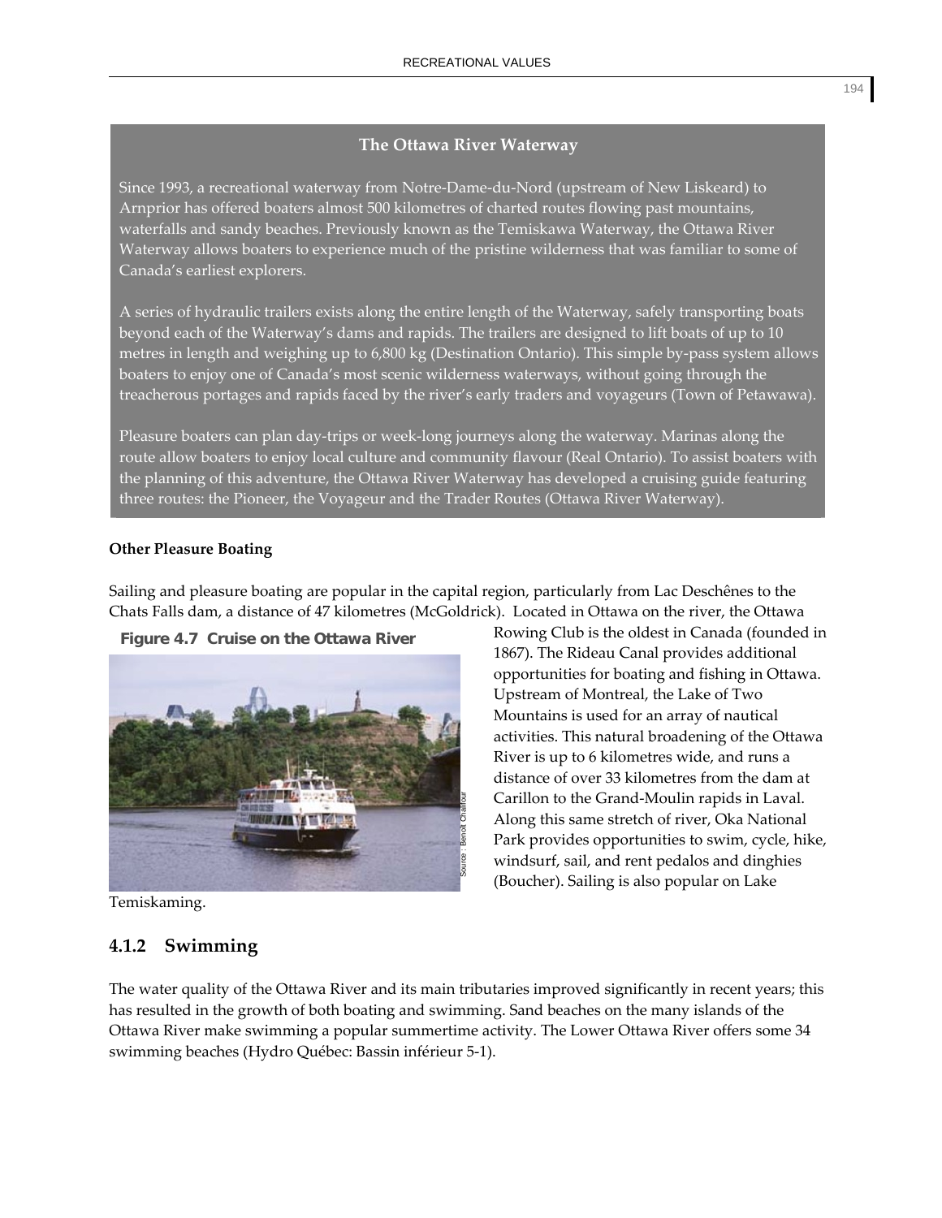### The Ottawa River Waterway

Since 1993, a recreational waterway from Notre-Dame-du-Nord (upstream of New Liskeard) to Arnprior has offered boaters almost 500 kilometres of charted routes flowing past mountains, waterfalls and sandy beaches. Previously known as the Temiskawa Waterway, the Ottawa River Waterway allows boaters to experience much of the pristine wilderness that was familiar to some of Canada's earliest explorers.

A series of hydraulic trailers exists along the entire length of the Waterway, safely transporting boats beyond each of the Waterway's dams and rapids. The trailers are designed to lift boats of up to 10 metres in length and weighing up to 6,800 kg (Destination Ontario). This simple by-pass system allows boaters to enjoy one of Canada's most scenic wilderness waterways, without going through the treacherous portages and rapids faced by the river's early traders and voyageurs (Town of Petawawa).

Pleasure boaters can plan day-trips or week-long journeys along the waterway. Marinas along the route allow boaters to enjoy local culture and community flavour (Real Ontario). To assist boaters with the planning of this adventure, the Ottawa River Waterway has developed a cruising guide featuring three routes: the Pioneer, the Voyageur and the Trader Routes (Ottawa River Waterway).

**Other Pleasure Boating**

Sailing and pleasure boating are popular in the capital region, particularly from Lac Deschênes to the Chats Falls dam, a distance of 47 kilometres (McGoldrick). Located in Ottawa on the river, the Ottawa Rowing Club is the oldest in Canada (founded in 1867). The Rideau Canal provides additional opportunities for boating and fishing in Ottawa. Upstream of Montreal, the Lake of Two Mountains is used for an array of nautical activities. This natural broadening of the Ottawa River is up to 6 kilometres wide, and runs a distance of over 33 kilometres from the dam at Carillon to the Grand-Moulin rapids in Laval. Along this same stretch of river, Oka National Park provides opportunities to swim, cycle, hike, windsurf, sail, and rent pedalos and dinghies (Boucher). Sailing is also popular on Lake Temiskaming.

**Figure 4.7 Cruise on the Ottawa River**

Source : Benoît Chalifour

## 4.1.2 Swimming

The water quality of the Ottawa River and its main tributaries improved significantly in recent years; this has resulted in the growth of both boating and swimming. Sand beaches on the many islands of the Ottawa River make swimming a popular summertime activity. The Lower Ottawa River offers some 34 swimming beaches (Hydro Québec: Bassin inférieur 5-1).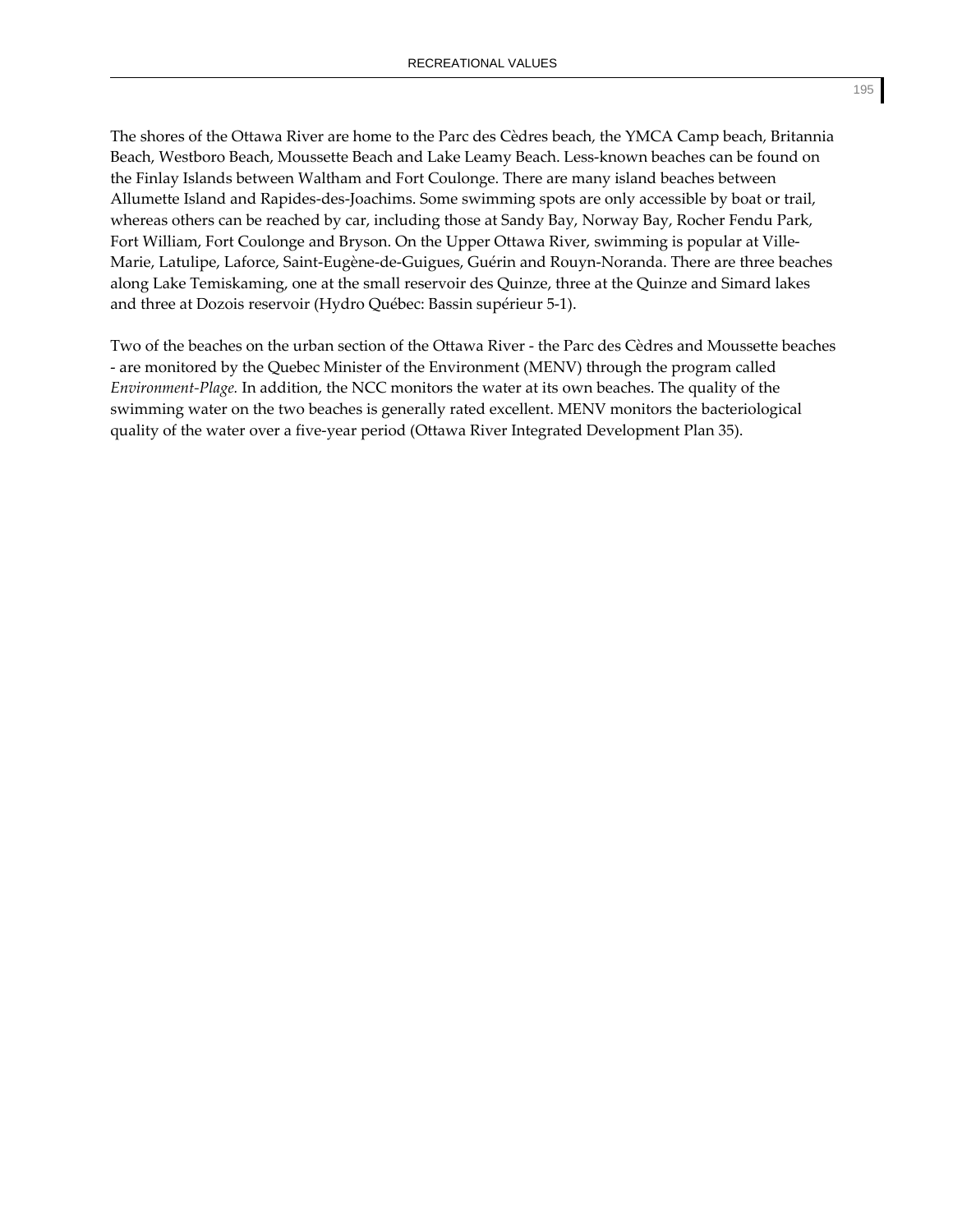The shores of the Ottawa River are home to the Parc des Cèdres beach, the YMCA Camp beach, Britannia Beach, Westboro Beach, Moussette Beach and Lake Leamy Beach. Less-known beaches can be found on the Finlay Islands between Waltham and Fort Coulonge. There are many island beaches between Allumette Island and Rapides-des-Joachims. Some swimming spots are only accessible by boat or trail, whereas others can be reached by car, including those at Sandy Bay, Norway Bay, Rocher Fendu Park, Fort William, Fort Coulonge and Bryson. On the Upper Ottawa River, swimming is popular at Ville-Marie, Latulipe, Laforce, Saint-Eugène-de-Guigues, Guérin and Rouyn-Noranda. There are three beaches along Lake Temiskaming, one at the small reservoir des Quinze, three at the Quinze and Simard lakes and three at Dozois reservoir (Hydro Québec: Bassin supérieur 5-1).

Two of the beaches on the urban section of the Ottawa River - the Parc des Cèdres and Moussette beaches - are monitored by the Quebec Minister of the Environment (MENV) through the program called *Environment-Plage.* In addition, the NCC monitors the water at its own beaches. The quality of the swimming water on the two beaches is generally rated excellent. MENV monitors the bacteriological quality of the water over a five-year period (Ottawa River Integrated Development Plan 35).